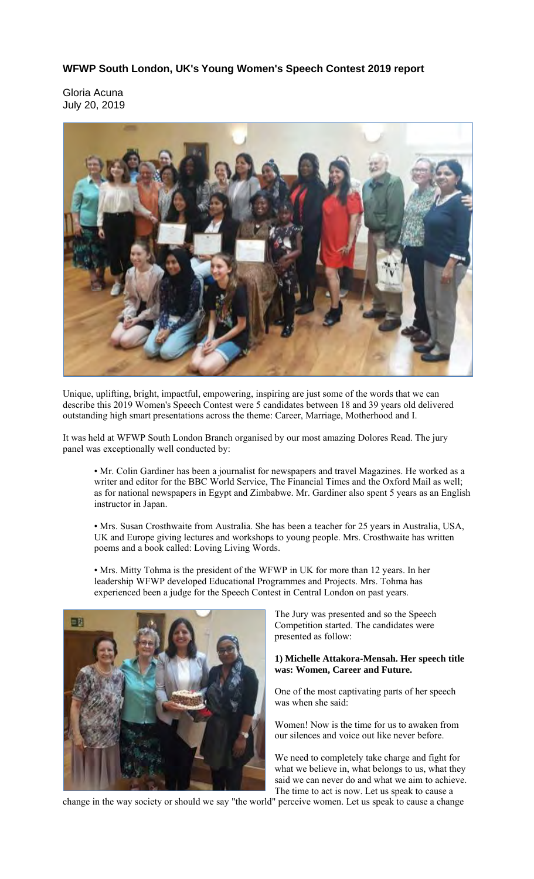## WFWP South London, UK's Young Women's Speech Contest 2019 report

Gloria Acuna
July 20, 2019

Unique, uplifting, bright, impactful, empowering, inspiring are just some of the words that we can describe this 2019 Women's Speech Contest were 5 candidates between 18 and 39 years old delivered outstanding high smart presentations across the theme: Career, Marriage, Motherhood and I.

It was held at WFWP South London Branch organised by our most amazing Dolores Read. The jury panel was exceptionally well conducted by:

- Mr. Colin Gardiner has been a journalist for newspapers and travel Magazines. He worked as a writer and editor for the BBC World Service, The Financial Times and the Oxford Mail as well; as for national newspapers in Egypt and Zimbabwe. Mr. Gardiner also spent 5 years as an English instructor in Japan.

- Mrs. Susan Crosthwaite from Australia. She has been a teacher for 25 years in Australia, USA, UK and Europe giving lectures and workshops to young people. Mrs. Crosthwaite has written poems and a book called: Loving Living Words.

- Mrs. Mitty Tohma is the president of the WFWP in UK for more than 12 years. In her leadership WFWP developed Educational Programmes and Projects. Mrs. Tohma has experienced been a judge for the Speech Contest in Central London on past years.

The Jury was presented and so the Speech Competition started. The candidates were presented as follow:

**1) Michelle Attakora-Mensah. Her speech title was: Women, Career and Future.**

One of the most captivating parts of her speech was when she said:

Women! Now is the time for us to awaken from our silences and voice out like never before.

We need to completely take charge and fight for what we believe in, what belongs to us, what they said we can never do and what we aim to achieve. The time to act is now. Let us speak to cause a change in the way society or should we say "the world" perceive women. Let us speak to cause a change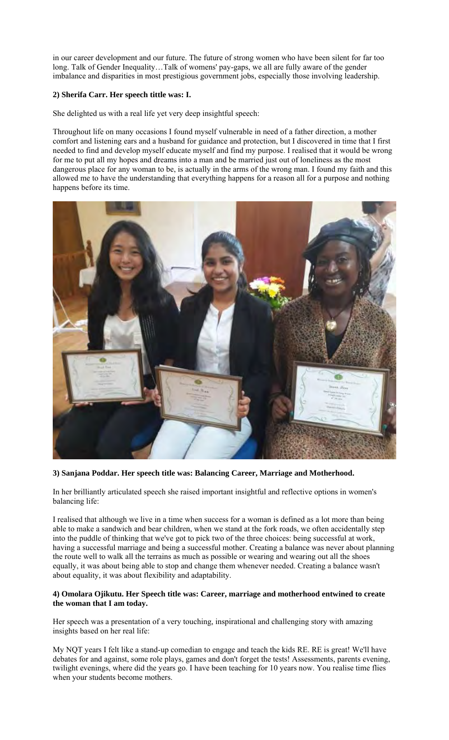in our career development and our future. The future of strong women who have been silent for far too long. Talk of Gender Inequality…Talk of womens' pay-gaps, we all are fully aware of the gender imbalance and disparities in most prestigious government jobs, especially those involving leadership.

**2) Sherifa Carr. Her speech tittle was: I.**

She delighted us with a real life yet very deep insightful speech:

Throughout life on many occasions I found myself vulnerable in need of a father direction, a mother comfort and listening ears and a husband for guidance and protection, but I discovered in time that I first needed to find and develop myself educate myself and find my purpose. I realised that it would be wrong for me to put all my hopes and dreams into a man and be married just out of loneliness as the most dangerous place for any woman to be, is actually in the arms of the wrong man. I found my faith and this allowed me to have the understanding that everything happens for a reason all for a purpose and nothing happens before its time.

**3) Sanjana Poddar. Her speech title was: Balancing Career, Marriage and Motherhood.**

In her brilliantly articulated speech she raised important insightful and reflective options in women's balancing life:

I realised that although we live in a time when success for a woman is defined as a lot more than being able to make a sandwich and bear children, when we stand at the fork roads, we often accidentally step into the puddle of thinking that we've got to pick two of the three choices: being successful at work, having a successful marriage and being a successful mother. Creating a balance was never about planning the route well to walk all the terrains as much as possible or wearing and wearing out all the shoes equally, it was about being able to stop and change them whenever needed. Creating a balance wasn't about equality, it was about flexibility and adaptability.

**4) Omolara Ojikutu. Her Speech title was: Career, marriage and motherhood entwined to create the woman that I am today.**

Her speech was a presentation of a very touching, inspirational and challenging story with amazing insights based on her real life:

My NQT years I felt like a stand-up comedian to engage and teach the kids RE. RE is great! We'll have debates for and against, some role plays, games and don't forget the tests! Assessments, parents evening, twilight evenings, where did the years go. I have been teaching for 10 years now. You realise time flies when your students become mothers.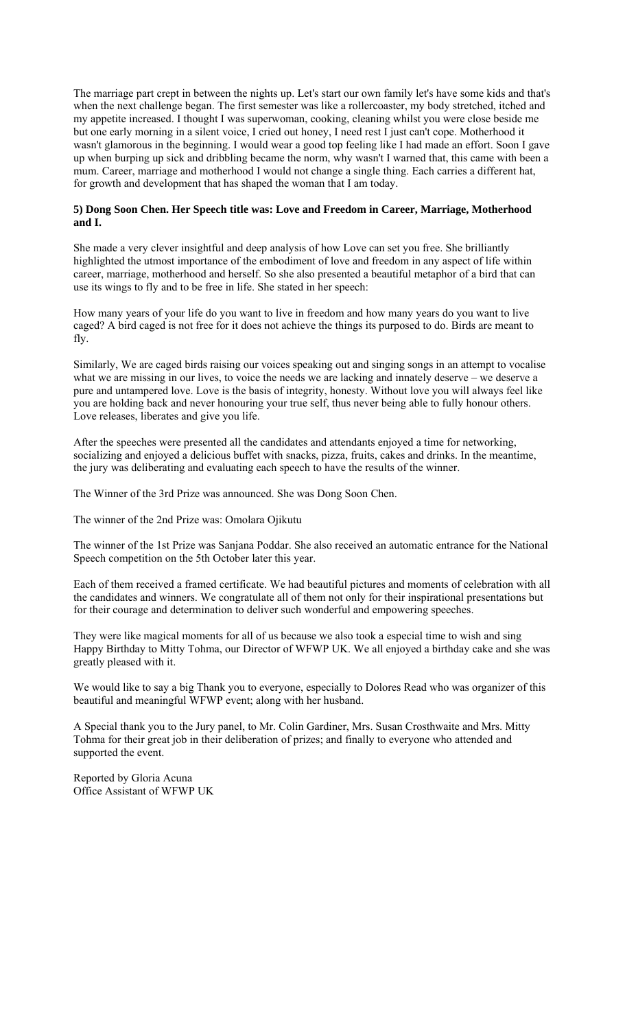The marriage part crept in between the nights up. Let's start our own family let's have some kids and that's when the next challenge began. The first semester was like a rollercoaster, my body stretched, itched and my appetite increased. I thought I was superwoman, cooking, cleaning whilst you were close beside me but one early morning in a silent voice, I cried out honey, I need rest I just can't cope. Motherhood it wasn't glamorous in the beginning. I would wear a good top feeling like I had made an effort. Soon I gave up when burping up sick and dribbling became the norm, why wasn't I warned that, this came with been a mum. Career, marriage and motherhood I would not change a single thing. Each carries a different hat, for growth and development that has shaped the woman that I am today.

**5) Dong Soon Chen. Her Speech title was: Love and Freedom in Career, Marriage, Motherhood and I.**

She made a very clever insightful and deep analysis of how Love can set you free. She brilliantly highlighted the utmost importance of the embodiment of love and freedom in any aspect of life within career, marriage, motherhood and herself. So she also presented a beautiful metaphor of a bird that can use its wings to fly and to be free in life. She stated in her speech:

How many years of your life do you want to live in freedom and how many years do you want to live caged? A bird caged is not free for it does not achieve the things its purposed to do. Birds are meant to fly.

Similarly, We are caged birds raising our voices speaking out and singing songs in an attempt to vocalise what we are missing in our lives, to voice the needs we are lacking and innately deserve – we deserve a pure and untampered love. Love is the basis of integrity, honesty. Without love you will always feel like you are holding back and never honouring your true self, thus never being able to fully honour others. Love releases, liberates and give you life.

After the speeches were presented all the candidates and attendants enjoyed a time for networking, socializing and enjoyed a delicious buffet with snacks, pizza, fruits, cakes and drinks. In the meantime, the jury was deliberating and evaluating each speech to have the results of the winner.

The Winner of the 3rd Prize was announced. She was Dong Soon Chen.

The winner of the 2nd Prize was: Omolara Ojikutu

The winner of the 1st Prize was Sanjana Poddar. She also received an automatic entrance for the National Speech competition on the 5th October later this year.

Each of them received a framed certificate. We had beautiful pictures and moments of celebration with all the candidates and winners. We congratulate all of them not only for their inspirational presentations but for their courage and determination to deliver such wonderful and empowering speeches.

They were like magical moments for all of us because we also took a especial time to wish and sing Happy Birthday to Mitty Tohma, our Director of WFWP UK. We all enjoyed a birthday cake and she was greatly pleased with it.

We would like to say a big Thank you to everyone, especially to Dolores Read who was organizer of this beautiful and meaningful WFWP event; along with her husband.

A Special thank you to the Jury panel, to Mr. Colin Gardiner, Mrs. Susan Crosthwaite and Mrs. Mitty Tohma for their great job in their deliberation of prizes; and finally to everyone who attended and supported the event.

Reported by Gloria Acuna
Office Assistant of WFWP UK